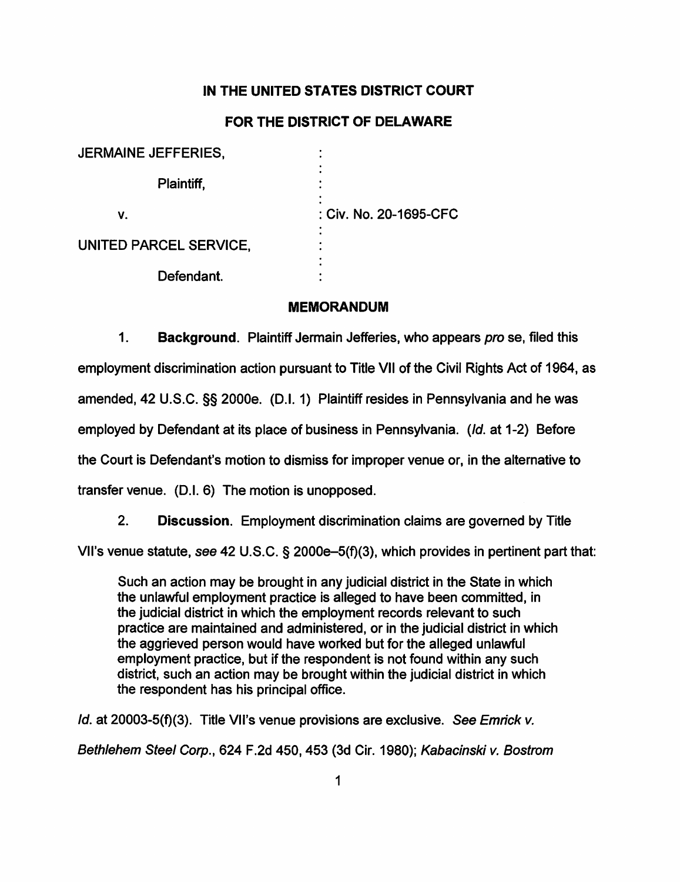# IN THE UNITED STATES DISTRICT COURT

# FOR THE DISTRICT OF DELAWARE

| | | |
|---|---|---|
| JERMAINE JEFFERIES, | : | |
| Plaintiff, | : | |
| v. | : | Civ. No. 20-1695-CFC |
| UNITED PARCEL SERVICE, | : | |
| Defendant. | : | |

## MEMORANDUM

1. **Background**. Plaintiff Jermain Jefferies, who appears *pro* se, filed this employment discrimination action pursuant to Title VII of the Civil Rights Act of 1964, as amended, 42 U.S.C. §§ 2000e. (D.I. 1) Plaintiff resides in Pennsylvania and he was employed by Defendant at its place of business in Pennsylvania. (*Id.* at 1-2) Before the Court is Defendant's motion to dismiss for improper venue or, in the alternative to transfer venue. (D.I. 6) The motion is unopposed.

2. **Discussion**. Employment discrimination claims are governed by Title VII's venue statute, *see* 42 U.S.C. § 2000e–5(f)(3), which provides in pertinent part that:

> Such an action may be brought in any judicial district in the State in which the unlawful employment practice is alleged to have been committed, in the judicial district in which the employment records relevant to such practice are maintained and administered, or in the judicial district in which the aggrieved person would have worked but for the alleged unlawful employment practice, but if the respondent is not found within any such district, such an action may be brought within the judicial district in which the respondent has his principal office.

*Id.* at 20003-5(f)(3). Title VII's venue provisions are exclusive. *See Emrick v. Bethlehem Steel Corp.*, 624 F.2d 450, 453 (3d Cir. 1980); *Kabacinski v. Bostrom*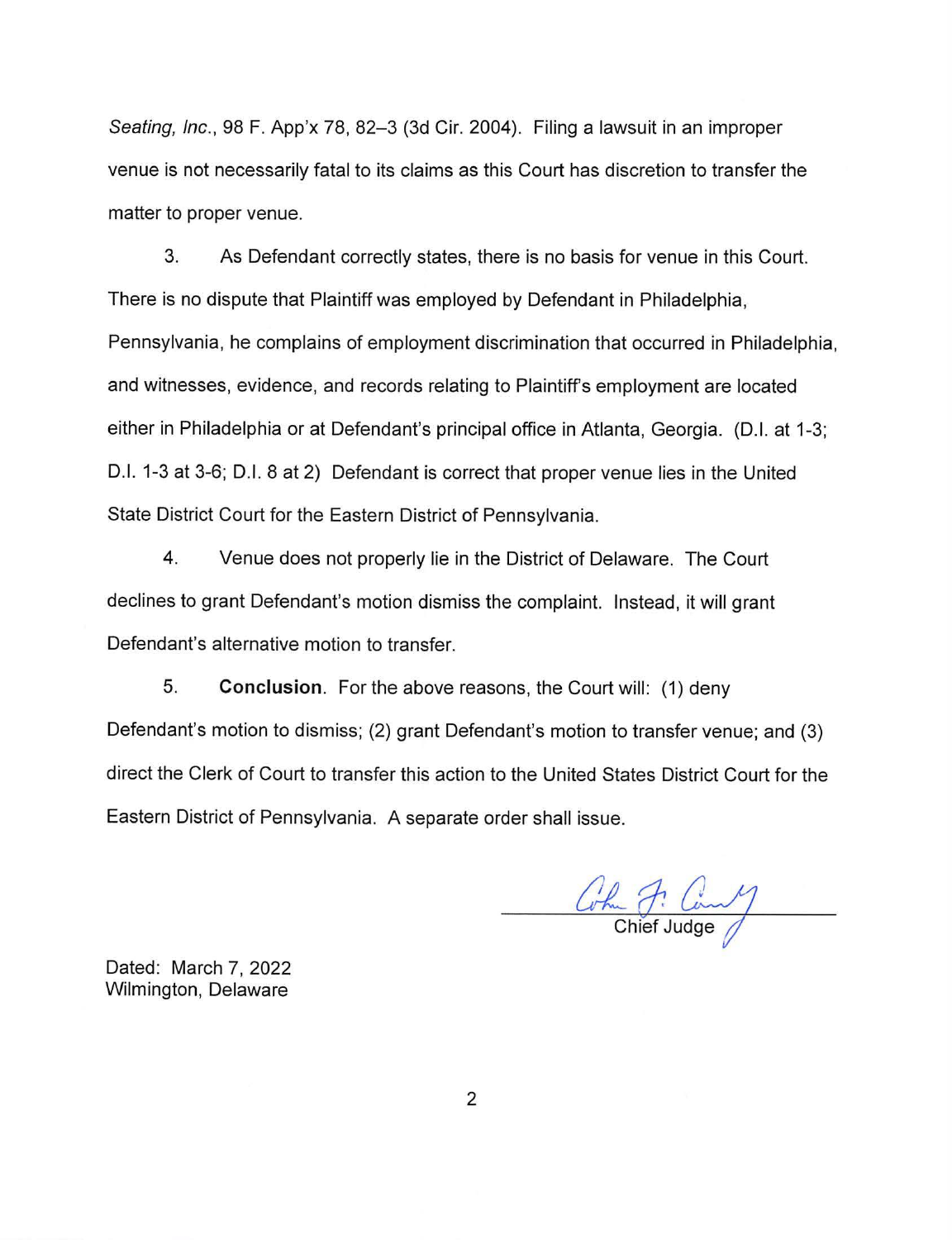*Seating, Inc.*, 98 F. App'x 78, 82–3 (3d Cir. 2004). Filing a lawsuit in an improper venue is not necessarily fatal to its claims as this Court has discretion to transfer the matter to proper venue.

3. As Defendant correctly states, there is no basis for venue in this Court. There is no dispute that Plaintiff was employed by Defendant in Philadelphia, Pennsylvania, he complains of employment discrimination that occurred in Philadelphia, and witnesses, evidence, and records relating to Plaintiff's employment are located either in Philadelphia or at Defendant's principal office in Atlanta, Georgia. (D.I. at 1-3; D.I. 1-3 at 3-6; D.I. 8 at 2) Defendant is correct that proper venue lies in the United State District Court for the Eastern District of Pennsylvania.

4. Venue does not properly lie in the District of Delaware. The Court declines to grant Defendant's motion dismiss the complaint. Instead, it will grant Defendant's alternative motion to transfer.

5. **Conclusion**. For the above reasons, the Court will: (1) deny Defendant's motion to dismiss; (2) grant Defendant's motion to transfer venue; and (3) direct the Clerk of Court to transfer this action to the United States District Court for the Eastern District of Pennsylvania. A separate order shall issue.

Chief Judge

Dated: March 7, 2022
Wilmington, Delaware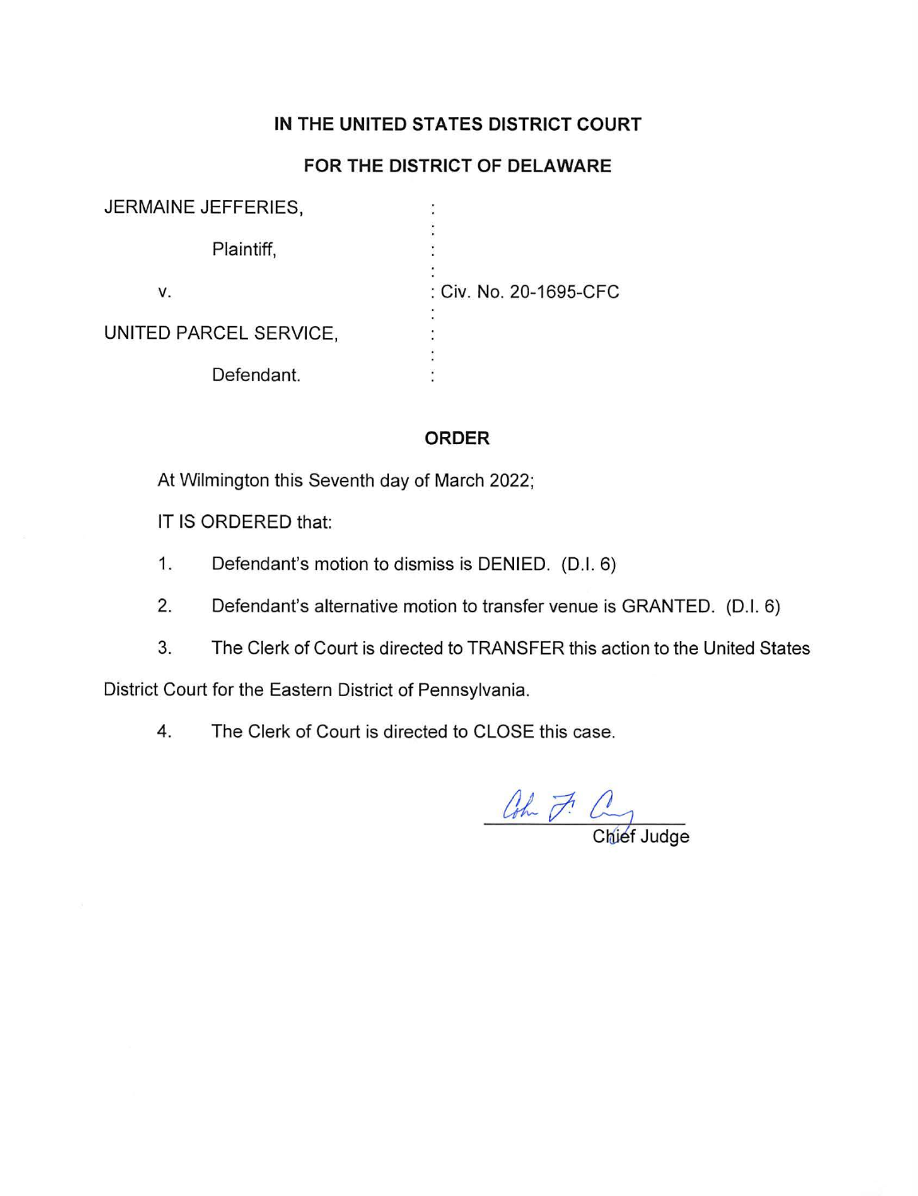**IN THE UNITED STATES DISTRICT COURT**

**FOR THE DISTRICT OF DELAWARE**

| | | |
|---|---|---|
| JERMAINE JEFFERIES, | : | |
| Plaintiff, | : | |
| v. | : | Civ. No. 20-1695-CFC |
| UNITED PARCEL SERVICE, | : | |
| Defendant. | : | |

**ORDER**

At Wilmington this Seventh day of March 2022;

IT IS ORDERED that:

1. Defendant's motion to dismiss is DENIED. (D.I. 6)

2. Defendant's alternative motion to transfer venue is GRANTED. (D.I. 6)

3. The Clerk of Court is directed to TRANSFER this action to the United States District Court for the Eastern District of Pennsylvania.

4. The Clerk of Court is directed to CLOSE this case.

Chief Judge